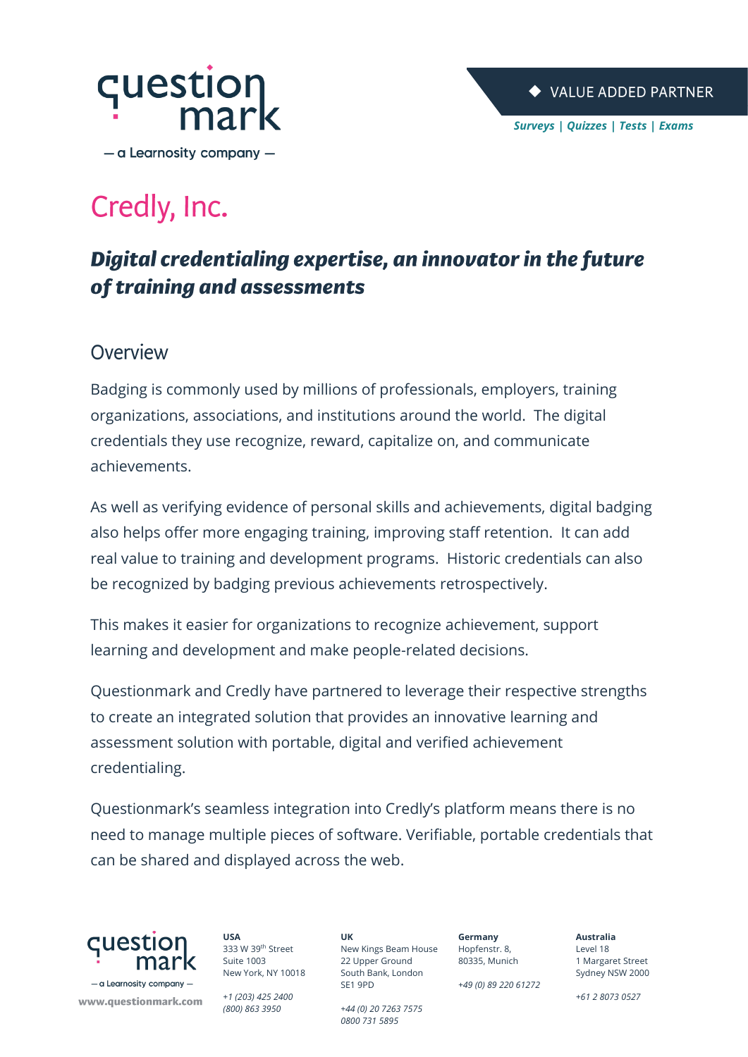question mark

— a Learnosity company —

VALUE ADDED PARTNER

*Surveys | Quizzes | Tests | Exams*

# Credly, Inc.

## *Digital credentialing expertise, an innovator in the future of training and assessments*

### Overview

Badging is commonly used by millions of professionals, employers, training organizations, associations, and institutions around the world. The digital credentials they use recognize, reward, capitalize on, and communicate achievements.

As well as verifying evidence of personal skills and achievements, digital badging also helps offer more engaging training, improving staff retention. It can add real value to training and development programs. Historic credentials can also be recognized by badging previous achievements retrospectively.

This makes it easier for organizations to recognize achievement, support learning and development and make people-related decisions.

Questionmark and Credly have partnered to leverage their respective strengths to create an integrated solution that provides an innovative learning and assessment solution with portable, digital and verified achievement credentialing.

Questionmark's seamless integration into Credly's platform means there is no need to manage multiple pieces of software. Verifiable, portable credentials that can be shared and displayed across the web.

question mark — a Learnosity company —

www.questionmark.com

**USA**
333 W 39th Street
Suite 1003
New York, NY 10018

*+1 (203) 425 2400*
*(800) 863 3950*

**UK**
New Kings Beam House
22 Upper Ground
South Bank, London
SE1 9PD

*+44 (0) 20 7263 7575*
*0800 731 5895*

**Germany**
Hopfenstr. 8,
80335, Munich

*+49 (0) 89 220 61272*

**Australia**
Level 18
1 Margaret Street
Sydney NSW 2000

*+61 2 8073 0527*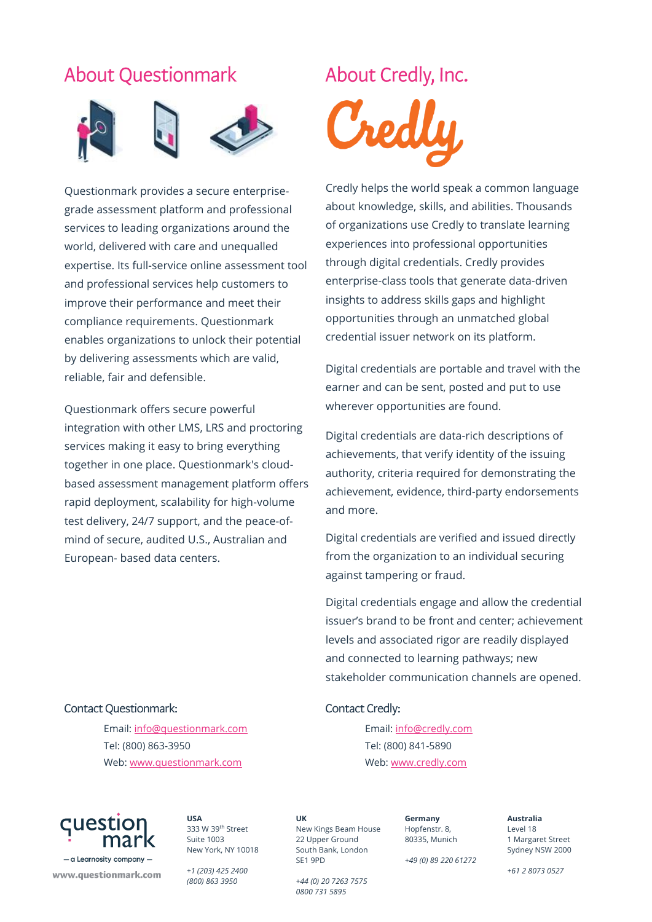## About Questionmark

Questionmark provides a secure enterprise-grade assessment platform and professional services to leading organizations around the world, delivered with care and unequalled expertise. Its full-service online assessment tool and professional services help customers to improve their performance and meet their compliance requirements. Questionmark enables organizations to unlock their potential by delivering assessments which are valid, reliable, fair and defensible.

Questionmark offers secure powerful integration with other LMS, LRS and proctoring services making it easy to bring everything together in one place. Questionmark's cloud-based assessment management platform offers rapid deployment, scalability for high-volume test delivery, 24/7 support, and the peace-of-mind of secure, audited U.S., Australian and European- based data centers.

### Contact Questionmark:

Email: info@questionmark.com
Tel: (800) 863-3950
Web: www.questionmark.com

## About Credly, Inc.

Credly

Credly helps the world speak a common language about knowledge, skills, and abilities. Thousands of organizations use Credly to translate learning experiences into professional opportunities through digital credentials. Credly provides enterprise-class tools that generate data-driven insights to address skills gaps and highlight opportunities through an unmatched global credential issuer network on its platform.

Digital credentials are portable and travel with the earner and can be sent, posted and put to use wherever opportunities are found.

Digital credentials are data-rich descriptions of achievements, that verify identity of the issuing authority, criteria required for demonstrating the achievement, evidence, third-party endorsements and more.

Digital credentials are verified and issued directly from the organization to an individual securing against tampering or fraud.

Digital credentials engage and allow the credential issuer's brand to be front and center; achievement levels and associated rigor are readily displayed and connected to learning pathways; new stakeholder communication channels are opened.

### Contact Credly:

Email: info@credly.com
Tel: (800) 841-5890
Web: www.credly.com

---

question mark
— a Learnosity company —
www.questionmark.com

**USA**
333 W 39th Street
Suite 1003
New York, NY 10018

*+1 (203) 425 2400*
*(800) 863 3950*

**UK**
New Kings Beam House
22 Upper Ground
South Bank, London
SE1 9PD

*+44 (0) 20 7263 7575*
*0800 731 5895*

**Germany**
Hopfenstr. 8,
80335, Munich

*+49 (0) 89 220 61272*

**Australia**
Level 18
1 Margaret Street
Sydney NSW 2000

*+61 2 8073 0527*